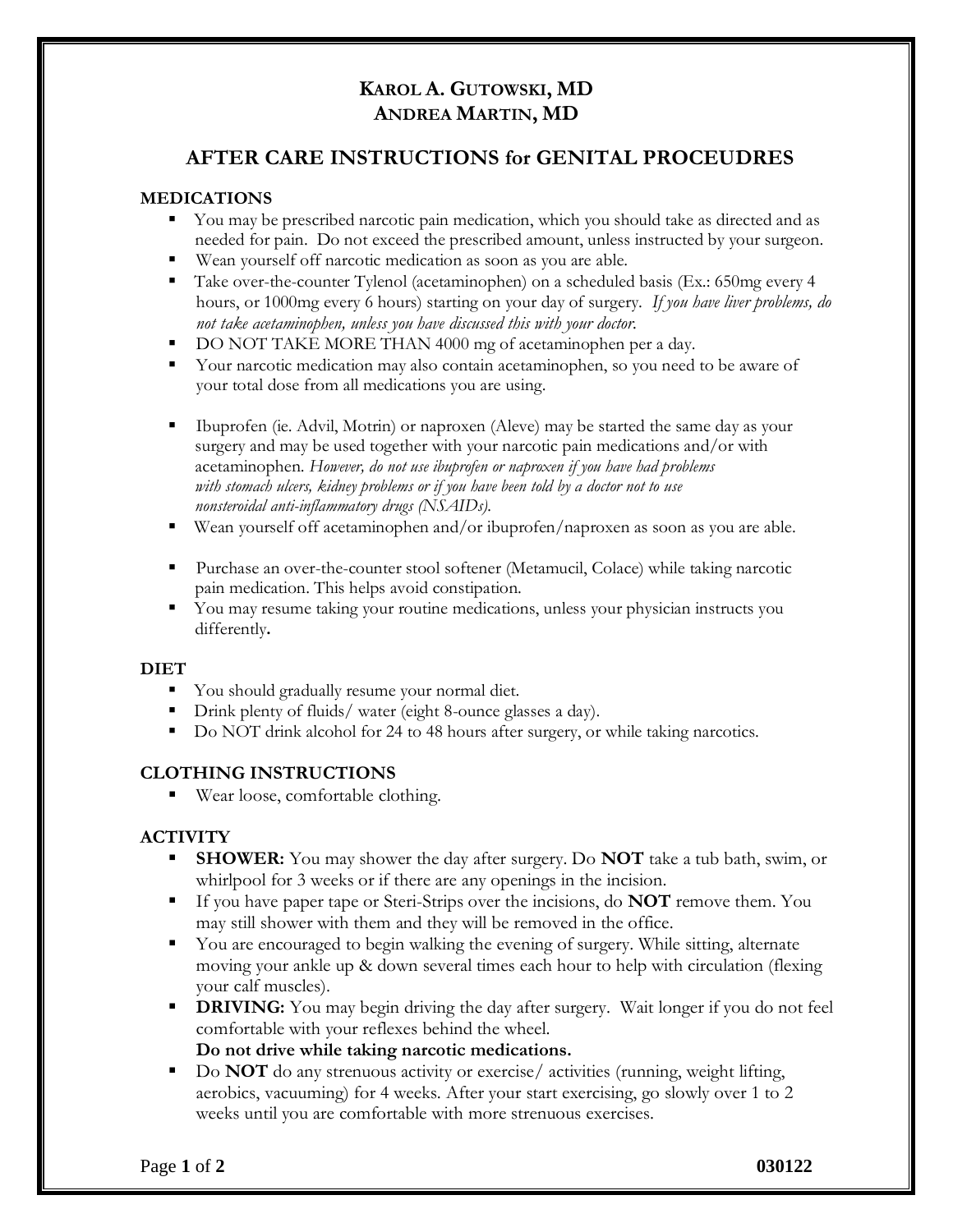# KAROL A. GUTOWSKI, MD
# ANDREA MARTIN, MD

## AFTER CARE INSTRUCTIONS for GENITAL PROCEUDRES

### MEDICATIONS

- You may be prescribed narcotic pain medication, which you should take as directed and as needed for pain. Do not exceed the prescribed amount, unless instructed by your surgeon.
- Wean yourself off narcotic medication as soon as you are able.
- Take over-the-counter Tylenol (acetaminophen) on a scheduled basis (Ex.: 650mg every 4 hours, or 1000mg every 6 hours) starting on your day of surgery. *If you have liver problems, do not take acetaminophen, unless you have discussed this with your doctor.*
- DO NOT TAKE MORE THAN 4000 mg of acetaminophen per a day.
- Your narcotic medication may also contain acetaminophen, so you need to be aware of your total dose from all medications you are using.
- Ibuprofen (ie. Advil, Motrin) or naproxen (Aleve) may be started the same day as your surgery and may be used together with your narcotic pain medications and/or with acetaminophen. *However, do not use ibuprofen or naproxen if you have had problems with stomach ulcers, kidney problems or if you have been told by a doctor not to use nonsteroidal anti-inflammatory drugs (NSAIDs).*
- Wean yourself off acetaminophen and/or ibuprofen/naproxen as soon as you are able.
- Purchase an over-the-counter stool softener (Metamucil, Colace) while taking narcotic pain medication. This helps avoid constipation.
- You may resume taking your routine medications, unless your physician instructs you differently**.**

### DIET

- You should gradually resume your normal diet.
- Drink plenty of fluids/ water (eight 8-ounce glasses a day).
- Do NOT drink alcohol for 24 to 48 hours after surgery, or while taking narcotics.

### CLOTHING INSTRUCTIONS

- Wear loose, comfortable clothing.

### ACTIVITY

- **SHOWER:** You may shower the day after surgery. Do **NOT** take a tub bath, swim, or whirlpool for 3 weeks or if there are any openings in the incision.
- If you have paper tape or Steri-Strips over the incisions, do **NOT** remove them. You may still shower with them and they will be removed in the office.
- You are encouraged to begin walking the evening of surgery. While sitting, alternate moving your ankle up & down several times each hour to help with circulation (flexing your calf muscles).
- **DRIVING:** You may begin driving the day after surgery. Wait longer if you do not feel comfortable with your reflexes behind the wheel.
  **Do not drive while taking narcotic medications.**
- Do **NOT** do any strenuous activity or exercise/ activities (running, weight lifting, aerobics, vacuuming) for 4 weeks. After your start exercising, go slowly over 1 to 2 weeks until you are comfortable with more strenuous exercises.

**030122**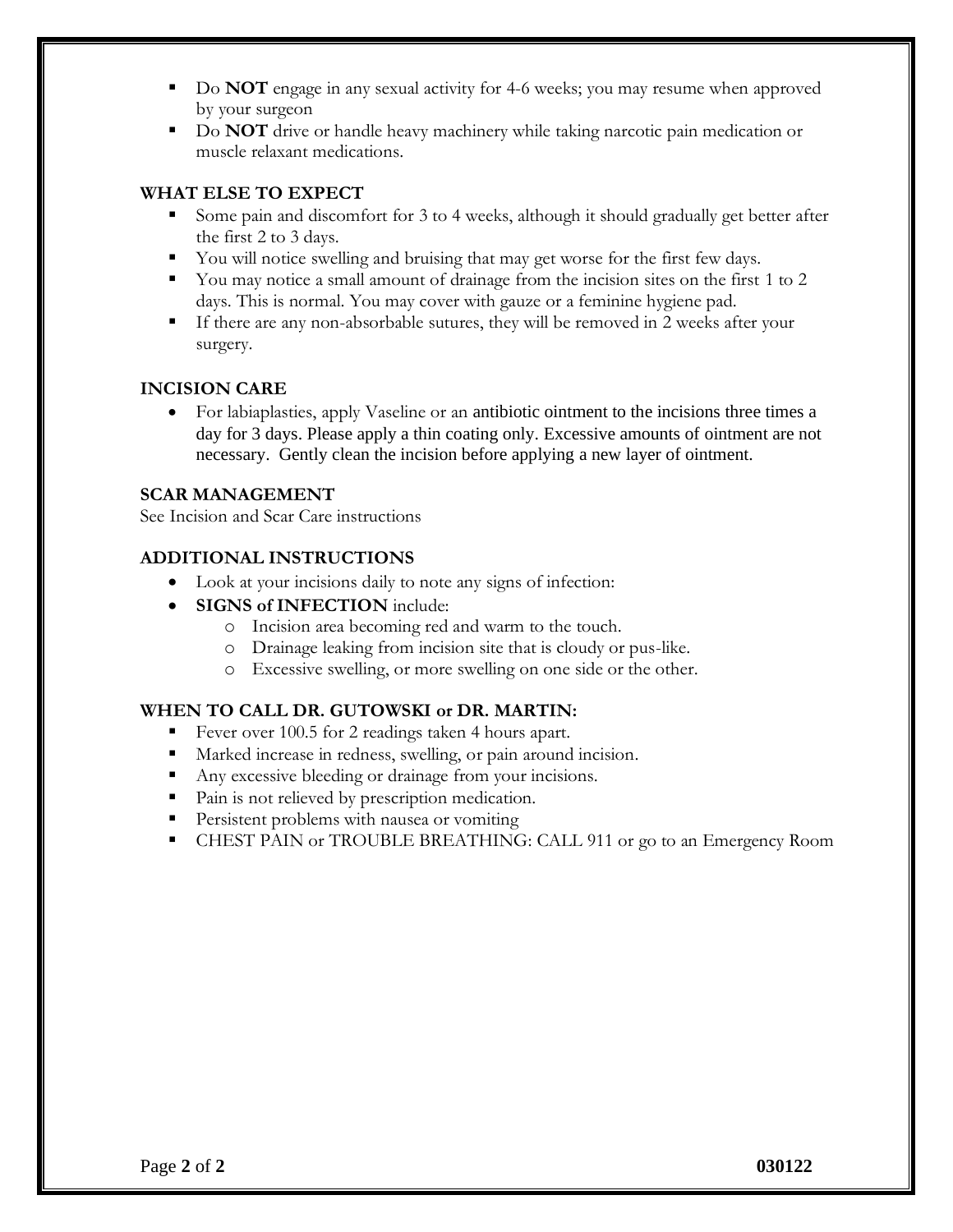- Do **NOT** engage in any sexual activity for 4-6 weeks; you may resume when approved by your surgeon
- Do **NOT** drive or handle heavy machinery while taking narcotic pain medication or muscle relaxant medications.

### WHAT ELSE TO EXPECT

- Some pain and discomfort for 3 to 4 weeks, although it should gradually get better after the first 2 to 3 days.
- You will notice swelling and bruising that may get worse for the first few days.
- You may notice a small amount of drainage from the incision sites on the first 1 to 2 days. This is normal. You may cover with gauze or a feminine hygiene pad.
- If there are any non-absorbable sutures, they will be removed in 2 weeks after your surgery.

### INCISION CARE

- For labiaplasties, apply Vaseline or an antibiotic ointment to the incisions three times a day for 3 days. Please apply a thin coating only. Excessive amounts of ointment are not necessary. Gently clean the incision before applying a new layer of ointment.

### SCAR MANAGEMENT

See Incision and Scar Care instructions

### ADDITIONAL INSTRUCTIONS

- Look at your incisions daily to note any signs of infection:
- **SIGNS of INFECTION** include:
  - Incision area becoming red and warm to the touch.
  - Drainage leaking from incision site that is cloudy or pus-like.
  - Excessive swelling, or more swelling on one side or the other.

### WHEN TO CALL DR. GUTOWSKI or DR. MARTIN:

- Fever over 100.5 for 2 readings taken 4 hours apart.
- Marked increase in redness, swelling, or pain around incision.
- Any excessive bleeding or drainage from your incisions.
- Pain is not relieved by prescription medication.
- Persistent problems with nausea or vomiting
- CHEST PAIN or TROUBLE BREATHING: CALL 911 or go to an Emergency Room

030122